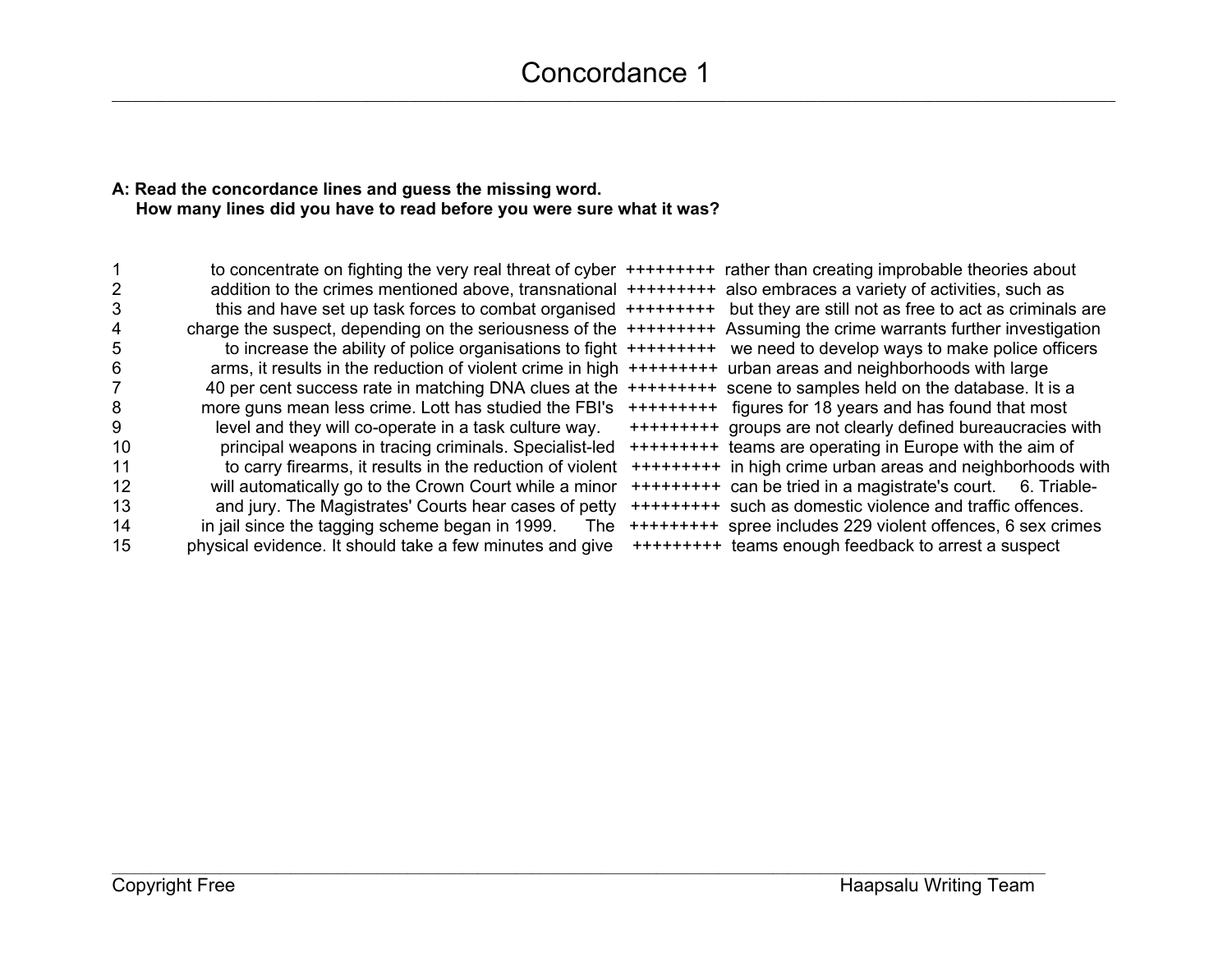# Concordance 1

**A: Read the concordance lines and guess the missing word.**
**How many lines did you have to read before you were sure what it was?**

| | | | |
|---|---|---|---|
| 1 | to concentrate on fighting the very real threat of cyber | +++++++++ | rather than creating improbable theories about |
| 2 | addition to the crimes mentioned above, transnational | +++++++++ | also embraces a variety of activities, such as |
| 3 | this and have set up task forces to combat organised | +++++++++ | but they are still not as free to act as criminals are |
| 4 | charge the suspect, depending on the seriousness of the | +++++++++ | Assuming the crime warrants further investigation |
| 5 | to increase the ability of police organisations to fight | +++++++++ | we need to develop ways to make police officers |
| 6 | arms, it results in the reduction of violent crime in high | +++++++++ | urban areas and neighborhoods with large |
| 7 | 40 per cent success rate in matching DNA clues at the | +++++++++ | scene to samples held on the database. It is a |
| 8 | more guns mean less crime. Lott has studied the FBI's | +++++++++ | figures for 18 years and has found that most |
| 9 | level and they will co-operate in a task culture way. | +++++++++ | groups are not clearly defined bureaucracies with |
| 10 | principal weapons in tracing criminals. Specialist-led | +++++++++ | teams are operating in Europe with the aim of |
| 11 | to carry firearms, it results in the reduction of violent | +++++++++ | in high crime urban areas and neighborhoods with |
| 12 | will automatically go to the Crown Court while a minor | +++++++++ | can be tried in a magistrate's court. 6. Triable- |
| 13 | and jury. The Magistrates' Courts hear cases of petty | +++++++++ | such as domestic violence and traffic offences. |
| 14 | in jail since the tagging scheme began in 1999. The | +++++++++ | spree includes 229 violent offences, 6 sex crimes |
| 15 | physical evidence. It should take a few minutes and give | +++++++++ | teams enough feedback to arrest a suspect |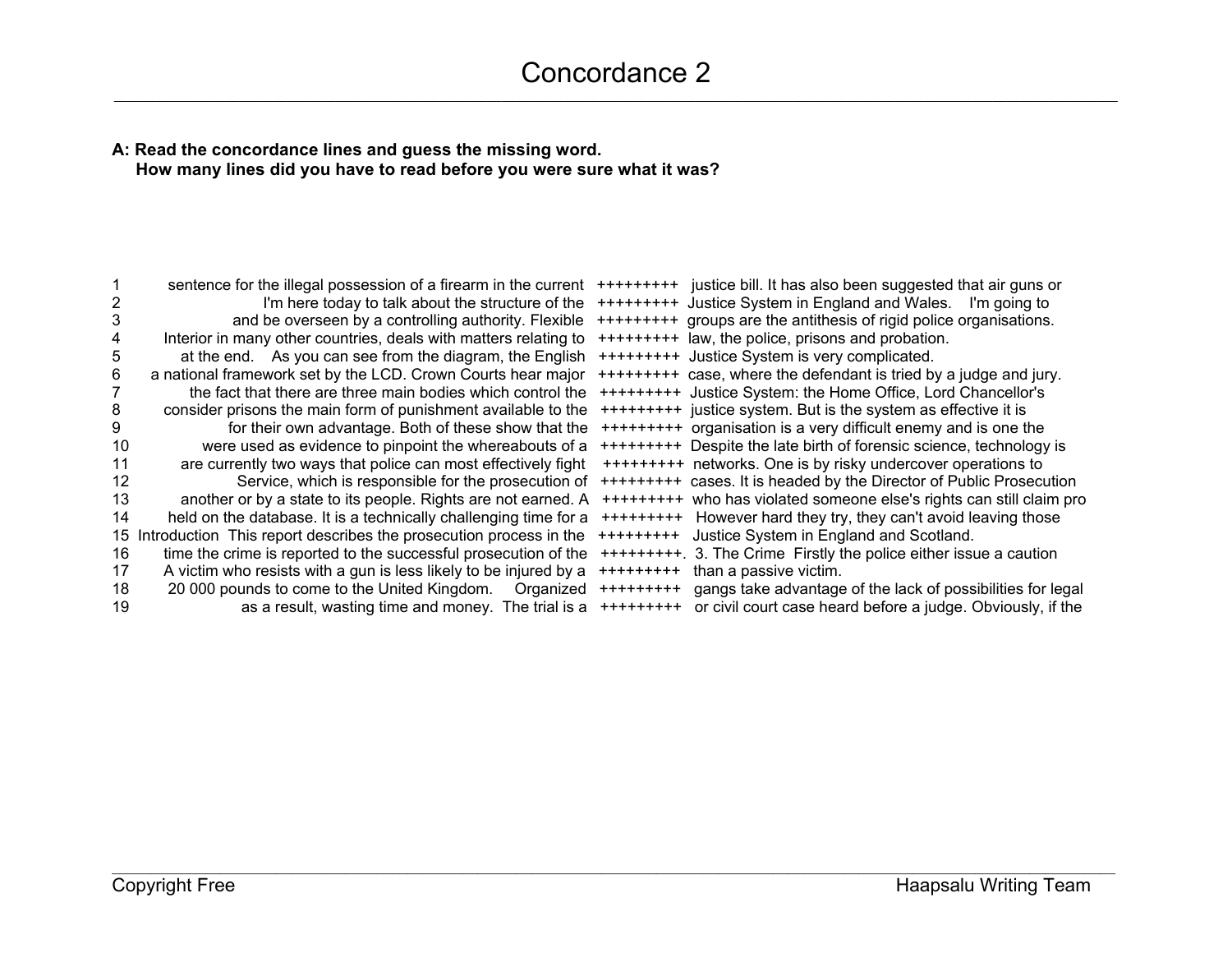# Concordance 2

**A: Read the concordance lines and guess the missing word.
How many lines did you have to read before you were sure what it was?**

| | | | |
|---|---|---|---|
| 1 | sentence for the illegal possession of a firearm in the current | +++++++++ | justice bill. It has also been suggested that air guns or |
| 2 | I'm here today to talk about the structure of the | +++++++++ | Justice System in England and Wales. I'm going to |
| 3 | and be overseen by a controlling authority. Flexible | +++++++++ | groups are the antithesis of rigid police organisations. |
| 4 | Interior in many other countries, deals with matters relating to | +++++++++ | law, the police, prisons and probation. |
| 5 | at the end. As you can see from the diagram, the English | +++++++++ | Justice System is very complicated. |
| 6 | a national framework set by the LCD. Crown Courts hear major | +++++++++ | case, where the defendant is tried by a judge and jury. |
| 7 | the fact that there are three main bodies which control the | +++++++++ | Justice System: the Home Office, Lord Chancellor's |
| 8 | consider prisons the main form of punishment available to the | +++++++++ | justice system. But is the system as effective it is |
| 9 | for their own advantage. Both of these show that the | +++++++++ | organisation is a very difficult enemy and is one the |
| 10 | were used as evidence to pinpoint the whereabouts of a | +++++++++ | Despite the late birth of forensic science, technology is |
| 11 | are currently two ways that police can most effectively fight | +++++++++ | networks. One is by risky undercover operations to |
| 12 | Service, which is responsible for the prosecution of | +++++++++ | cases. It is headed by the Director of Public Prosecution |
| 13 | another or by a state to its people. Rights are not earned. A | +++++++++ | who has violated someone else's rights can still claim pro |
| 14 | held on the database. It is a technically challenging time for a | +++++++++ | However hard they try, they can't avoid leaving those |
| 15 | Introduction This report describes the prosecution process in the | +++++++++ | Justice System in England and Scotland. |
| 16 | time the crime is reported to the successful prosecution of the | +++++++++. | 3. The Crime Firstly the police either issue a caution |
| 17 | A victim who resists with a gun is less likely to be injured by a | +++++++++ | than a passive victim. |
| 18 | 20 000 pounds to come to the United Kingdom. Organized | +++++++++ | gangs take advantage of the lack of possibilities for legal |
| 19 | as a result, wasting time and money. The trial is a | +++++++++ | or civil court case heard before a judge. Obviously, if the |

Copyright Free — Haapsalu Writing Team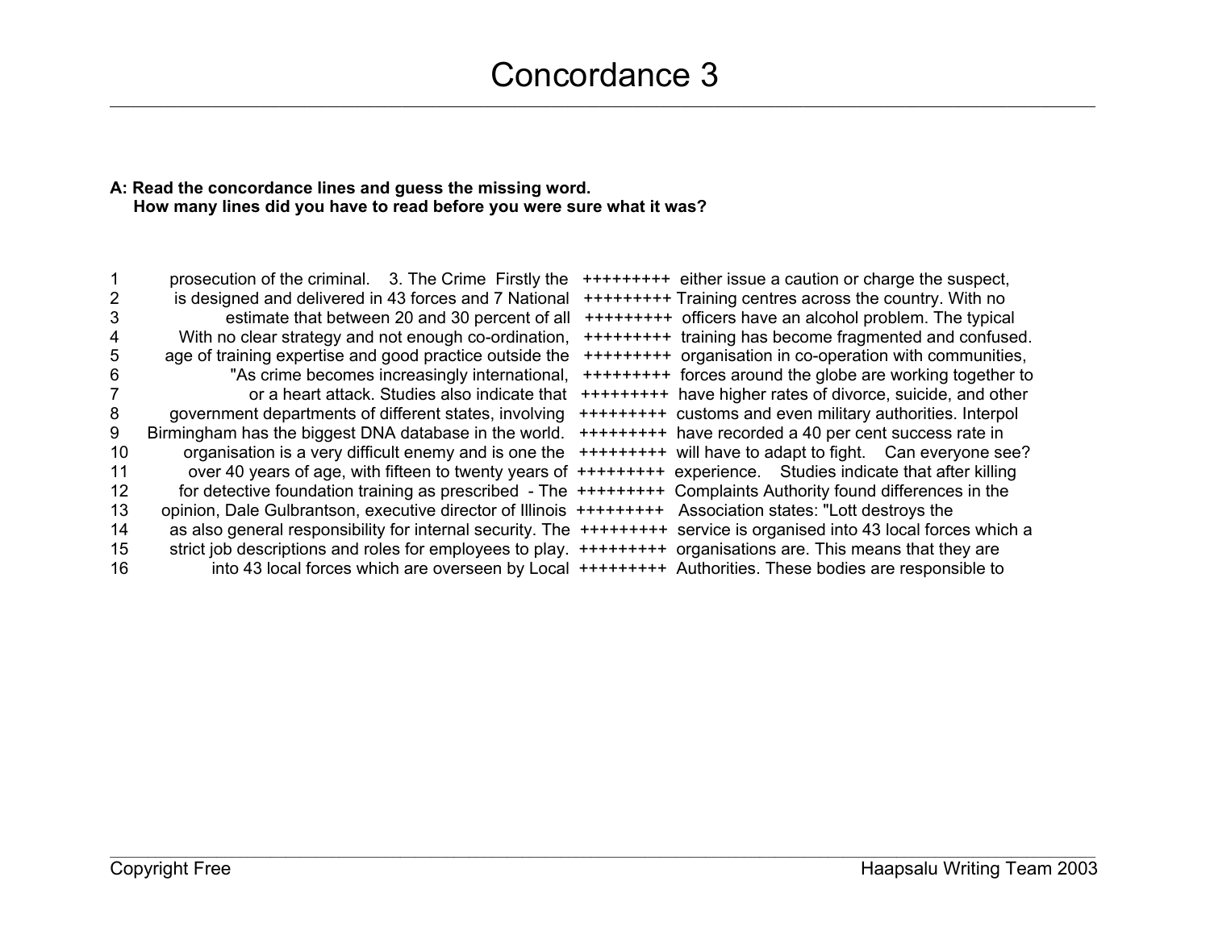# Concordance 3

**A: Read the concordance lines and guess the missing word.**
**How many lines did you have to read before you were sure what it was?**

| | | | |
|---|---|---|---|
| 1 | prosecution of the criminal. 3. The Crime Firstly the | +++++++++ | either issue a caution or charge the suspect, |
| 2 | is designed and delivered in 43 forces and 7 National | +++++++++ | Training centres across the country. With no |
| 3 | estimate that between 20 and 30 percent of all | +++++++++ | officers have an alcohol problem. The typical |
| 4 | With no clear strategy and not enough co-ordination, | +++++++++ | training has become fragmented and confused. |
| 5 | age of training expertise and good practice outside the | +++++++++ | organisation in co-operation with communities, |
| 6 | "As crime becomes increasingly international, | +++++++++ | forces around the globe are working together to |
| 7 | or a heart attack. Studies also indicate that | +++++++++ | have higher rates of divorce, suicide, and other |
| 8 | government departments of different states, involving | +++++++++ | customs and even military authorities. Interpol |
| 9 | Birmingham has the biggest DNA database in the world. | +++++++++ | have recorded a 40 per cent success rate in |
| 10 | organisation is a very difficult enemy and is one the | +++++++++ | will have to adapt to fight. Can everyone see? |
| 11 | over 40 years of age, with fifteen to twenty years of | +++++++++ | experience. Studies indicate that after killing |
| 12 | for detective foundation training as prescribed - The | +++++++++ | Complaints Authority found differences in the |
| 13 | opinion, Dale Gulbrantson, executive director of Illinois | +++++++++ | Association states: "Lott destroys the |
| 14 | as also general responsibility for internal security. The | +++++++++ | service is organised into 43 local forces which a |
| 15 | strict job descriptions and roles for employees to play. | +++++++++ | organisations are. This means that they are |
| 16 | into 43 local forces which are overseen by Local | +++++++++ | Authorities. These bodies are responsible to |

Copyright Free

Haapsalu Writing Team 2003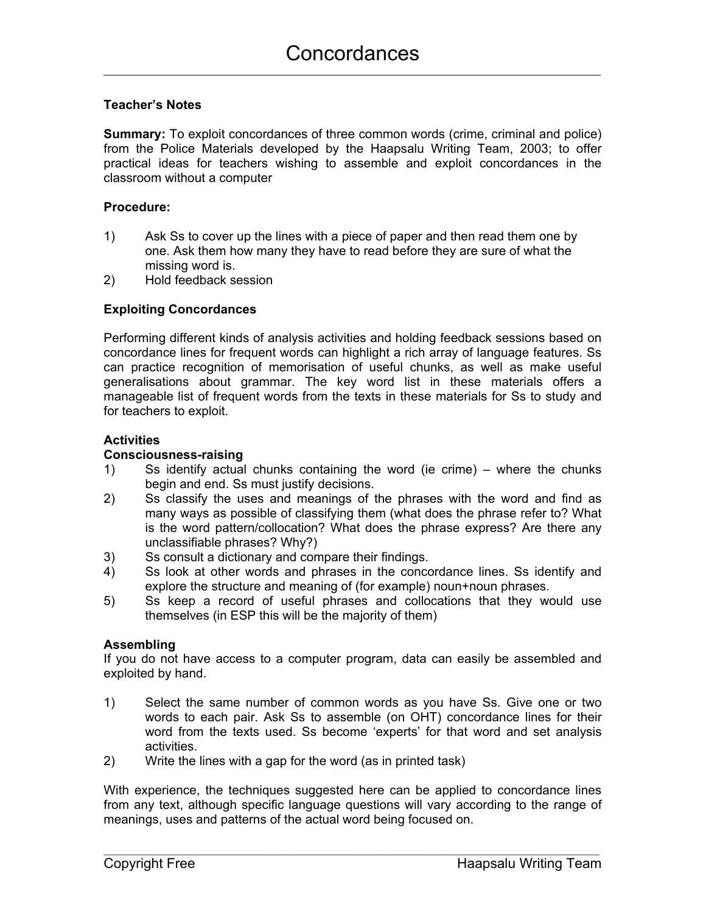# Concordances

### Teacher's Notes

**Summary:** To exploit concordances of three common words (crime, criminal and police) from the Police Materials developed by the Haapsalu Writing Team, 2003; to offer practical ideas for teachers wishing to assemble and exploit concordances in the classroom without a computer

**Procedure:**

1) Ask Ss to cover up the lines with a piece of paper and then read them one by one. Ask them how many they have to read before they are sure of what the missing word is.
2) Hold feedback session

### Exploiting Concordances

Performing different kinds of analysis activities and holding feedback sessions based on concordance lines for frequent words can highlight a rich array of language features. Ss can practice recognition of memorisation of useful chunks, as well as make useful generalisations about grammar. The key word list in these materials offers a manageable list of frequent words from the texts in these materials for Ss to study and for teachers to exploit.

### Activities

**Consciousness-raising**

1) Ss identify actual chunks containing the word (ie crime) – where the chunks begin and end. Ss must justify decisions.
2) Ss classify the uses and meanings of the phrases with the word and find as many ways as possible of classifying them (what does the phrase refer to? What is the word pattern/collocation? What does the phrase express? Are there any unclassifiable phrases? Why?)
3) Ss consult a dictionary and compare their findings.
4) Ss look at other words and phrases in the concordance lines. Ss identify and explore the structure and meaning of (for example) noun+noun phrases.
5) Ss keep a record of useful phrases and collocations that they would use themselves (in ESP this will be the majority of them)

**Assembling**

If you do not have access to a computer program, data can easily be assembled and exploited by hand.

1) Select the same number of common words as you have Ss. Give one or two words to each pair. Ask Ss to assemble (on OHT) concordance lines for their word from the texts used. Ss become 'experts' for that word and set analysis activities.
2) Write the lines with a gap for the word (as in printed task)

With experience, the techniques suggested here can be applied to concordance lines from any text, although specific language questions will vary according to the range of meanings, uses and patterns of the actual word being focused on.